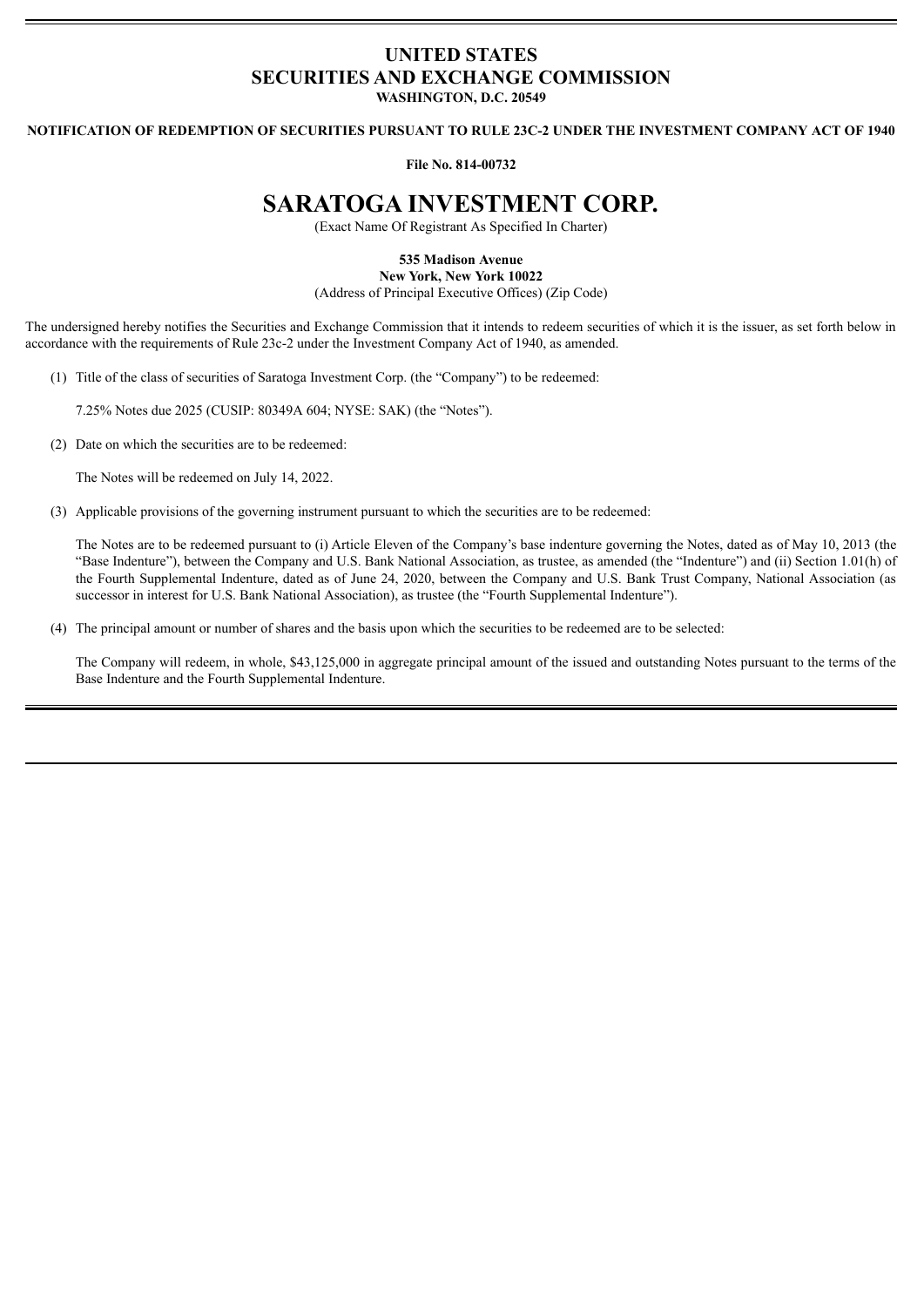# UNITED STATES
# SECURITIES AND EXCHANGE COMMISSION
**WASHINGTON, D.C. 20549**

**NOTIFICATION OF REDEMPTION OF SECURITIES PURSUANT TO RULE 23C-2 UNDER THE INVESTMENT COMPANY ACT OF 1940**

**File No. 814-00732**

# SARATOGA INVESTMENT CORP.

(Exact Name Of Registrant As Specified In Charter)

**535 Madison Avenue**
**New York, New York 10022**
(Address of Principal Executive Offices) (Zip Code)

The undersigned hereby notifies the Securities and Exchange Commission that it intends to redeem securities of which it is the issuer, as set forth below in accordance with the requirements of Rule 23c-2 under the Investment Company Act of 1940, as amended.

(1) Title of the class of securities of Saratoga Investment Corp. (the "Company") to be redeemed:

7.25% Notes due 2025 (CUSIP: 80349A 604; NYSE: SAK) (the "Notes").

(2) Date on which the securities are to be redeemed:

The Notes will be redeemed on July 14, 2022.

(3) Applicable provisions of the governing instrument pursuant to which the securities are to be redeemed:

The Notes are to be redeemed pursuant to (i) Article Eleven of the Company's base indenture governing the Notes, dated as of May 10, 2013 (the "Base Indenture"), between the Company and U.S. Bank National Association, as trustee, as amended (the "Indenture") and (ii) Section 1.01(h) of the Fourth Supplemental Indenture, dated as of June 24, 2020, between the Company and U.S. Bank Trust Company, National Association (as successor in interest for U.S. Bank National Association), as trustee (the "Fourth Supplemental Indenture").

(4) The principal amount or number of shares and the basis upon which the securities to be redeemed are to be selected:

The Company will redeem, in whole, $43,125,000 in aggregate principal amount of the issued and outstanding Notes pursuant to the terms of the Base Indenture and the Fourth Supplemental Indenture.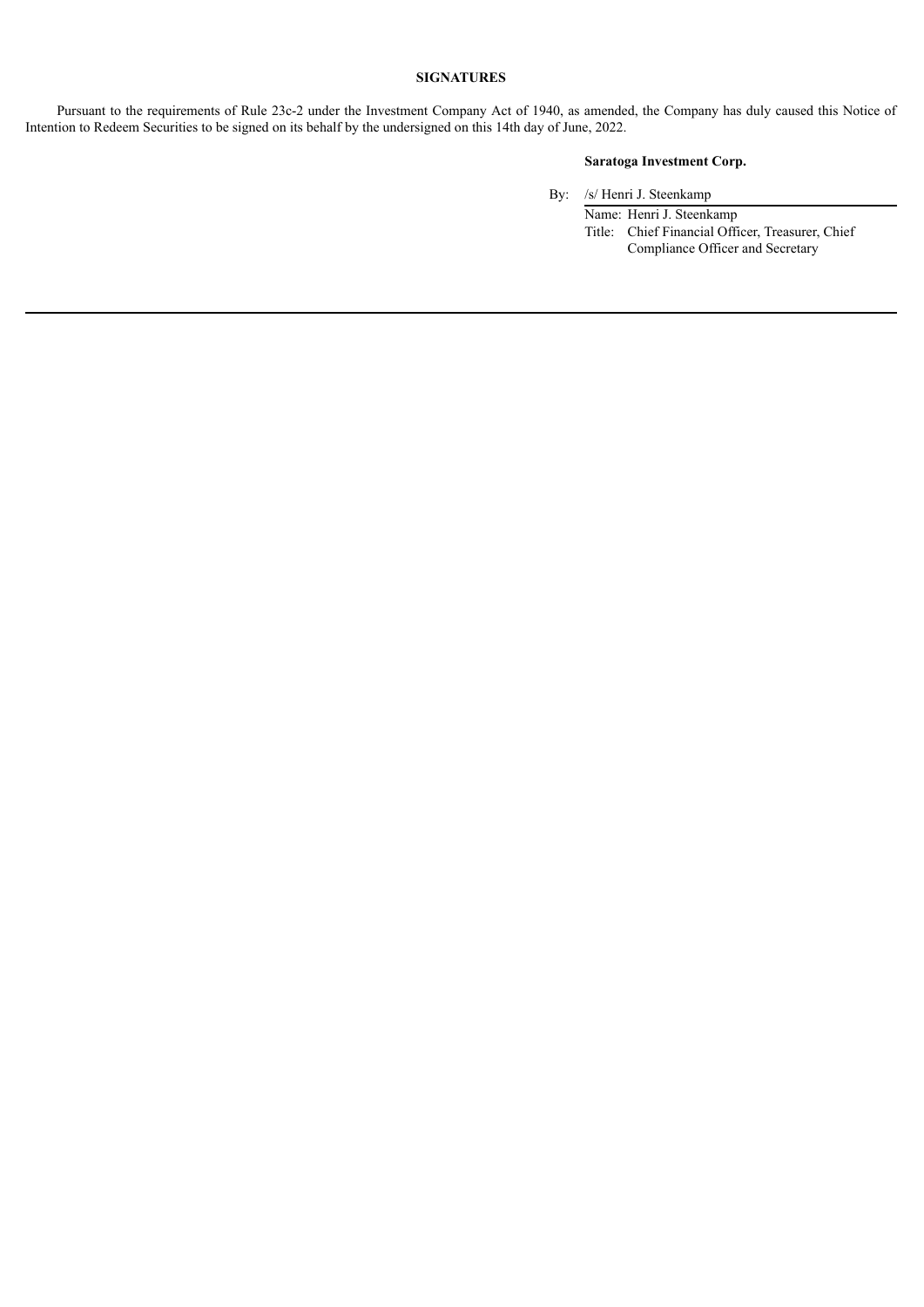**SIGNATURES**

Pursuant to the requirements of Rule 23c-2 under the Investment Company Act of 1940, as amended, the Company has duly caused this Notice of Intention to Redeem Securities to be signed on its behalf by the undersigned on this 14th day of June, 2022.

**Saratoga Investment Corp.**

By: /s/ Henri J. Steenkamp

Name: Henri J. Steenkamp

Title: Chief Financial Officer, Treasurer, Chief Compliance Officer and Secretary